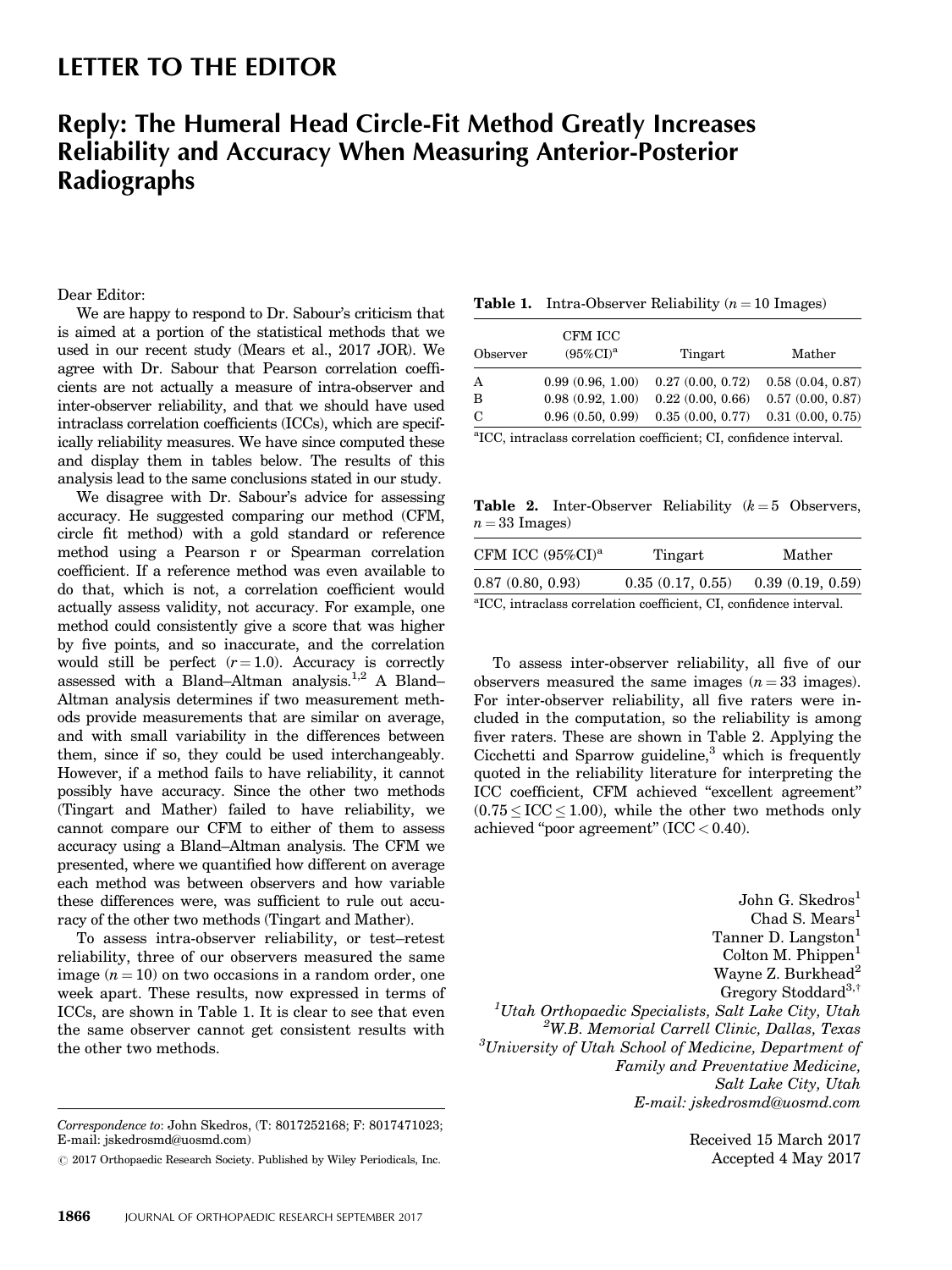## LETTER TO THE EDITOR

# Reply: The Humeral Head Circle-Fit Method Greatly Increases Reliability and Accuracy When Measuring Anterior-Posterior Radiographs

Dear Editor:

We are happy to respond to Dr. Sabour's criticism that is aimed at a portion of the statistical methods that we used in our recent study (Mears et al., 2017 JOR). We agree with Dr. Sabour that Pearson correlation coefficients are not actually a measure of intra-observer and inter-observer reliability, and that we should have used intraclass correlation coefficients (ICCs), which are specifically reliability measures. We have since computed these and display them in tables below. The results of this analysis lead to the same conclusions stated in our study.

We disagree with Dr. Sabour's advice for assessing accuracy. He suggested comparing our method (CFM, circle fit method) with a gold standard or reference method using a Pearson r or Spearman correlation coefficient. If a reference method was even available to do that, which is not, a correlation coefficient would actually assess validity, not accuracy. For example, one method could consistently give a score that was higher by five points, and so inaccurate, and the correlation would still be perfect ($r = 1.0$). Accuracy is correctly assessed with a Bland–Altman analysis.[1,2] A Bland–Altman analysis determines if two measurement methods provide measurements that are similar on average, and with small variability in the differences between them, since if so, they could be used interchangeably. However, if a method fails to have reliability, it cannot possibly have accuracy. Since the other two methods (Tingart and Mather) failed to have reliability, we cannot compare our CFM to either of them to assess accuracy using a Bland–Altman analysis. The CFM we presented, where we quantified how different on average each method was between observers and how variable these differences were, was sufficient to rule out accuracy of the other two methods (Tingart and Mather).

To assess intra-observer reliability, or test–retest reliability, three of our observers measured the same image ($n = 10$) on two occasions in a random order, one week apart. These results, now expressed in terms of ICCs, are shown in Table 1. It is clear to see that even the same observer cannot get consistent results with the other two methods.

**Table 1.** Intra-Observer Reliability ($n = 10$ Images)

| Observer | CFM ICC (95%CI)[a] | Tingart | Mather |
|---|---|---|---|
| A | 0.99 (0.96, 1.00) | 0.27 (0.00, 0.72) | 0.58 (0.04, 0.87) |
| B | 0.98 (0.92, 1.00) | 0.22 (0.00, 0.66) | 0.57 (0.00, 0.87) |
| C | 0.96 (0.50, 0.99) | 0.35 (0.00, 0.77) | 0.31 (0.00, 0.75) |

[a]ICC, intraclass correlation coefficient; CI, confidence interval.

**Table 2.** Inter-Observer Reliability ($k = 5$ Observers, $n = 33$ Images)

| CFM ICC (95%CI)[a] | Tingart | Mather |
|---|---|---|
| 0.87 (0.80, 0.93) | 0.35 (0.17, 0.55) | 0.39 (0.19, 0.59) |

[a]ICC, intraclass correlation coefficient, CI, confidence interval.

To assess inter-observer reliability, all five of our observers measured the same images ($n = 33$ images). For inter-observer reliability, all five raters were included in the computation, so the reliability is among fiver raters. These are shown in Table 2. Applying the Cicchetti and Sparrow guideline,[3] which is frequently quoted in the reliability literature for interpreting the ICC coefficient, CFM achieved "excellent agreement" ($0.75 \leq \text{ICC} \leq 1.00$), while the other two methods only achieved "poor agreement" ($\text{ICC} < 0.40$).

John G. Skedros[1]
Chad S. Mears[1]
Tanner D. Langston[1]
Colton M. Phippen[1]
Wayne Z. Burkhead[2]
Gregory Stoddard[3,†]

[1]*Utah Orthopaedic Specialists, Salt Lake City, Utah*
[2]*W.B. Memorial Carrell Clinic, Dallas, Texas*
[3]*University of Utah School of Medicine, Department of Family and Preventative Medicine, Salt Lake City, Utah*
*E-mail: jskedrosmd@uosmd.com*

Received 15 March 2017
Accepted 4 May 2017

*Correspondence to*: John Skedros, (T: 8017252168; F: 8017471023; E-mail: jskedrosmd@uosmd.com)

© 2017 Orthopaedic Research Society. Published by Wiley Periodicals, Inc.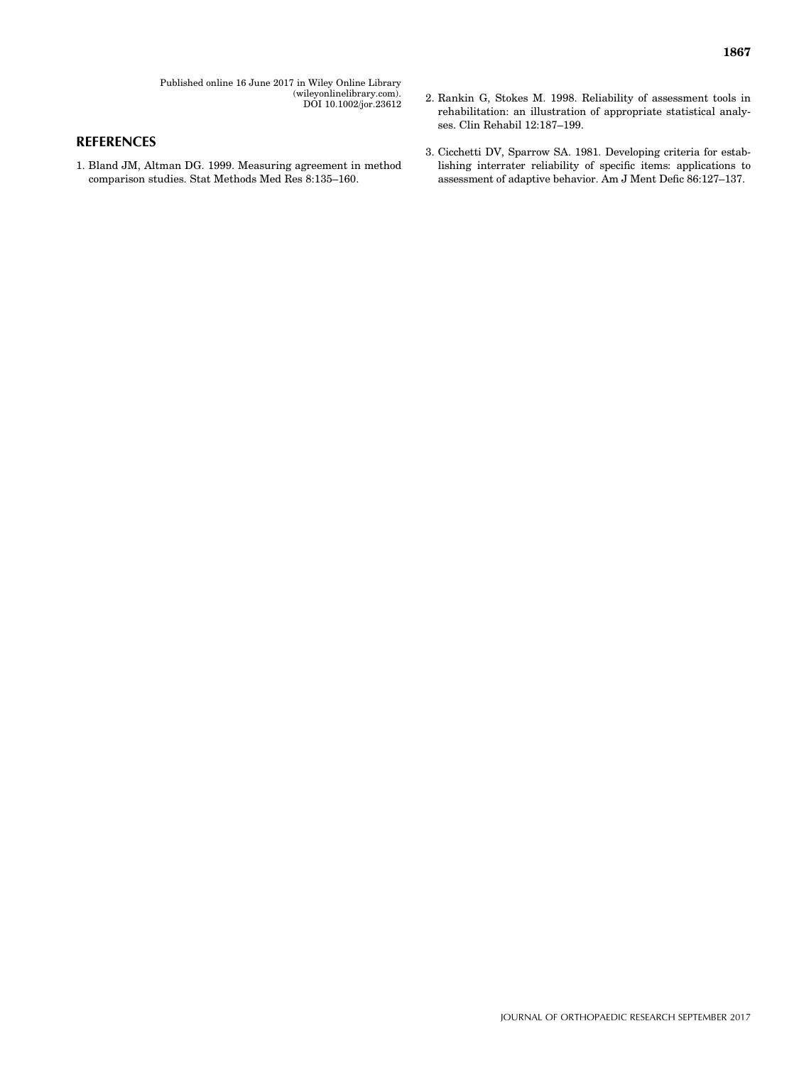Published online 16 June 2017 in Wiley Online Library (wileyonlinelibrary.com). DOI 10.1002/jor.23612

## REFERENCES

1. Bland JM, Altman DG. 1999. Measuring agreement in method comparison studies. Stat Methods Med Res 8:135–160.
2. Rankin G, Stokes M. 1998. Reliability of assessment tools in rehabilitation: an illustration of appropriate statistical analyses. Clin Rehabil 12:187–199.
3. Cicchetti DV, Sparrow SA. 1981. Developing criteria for establishing interrater reliability of specific items: applications to assessment of adaptive behavior. Am J Ment Defic 86:127–137.